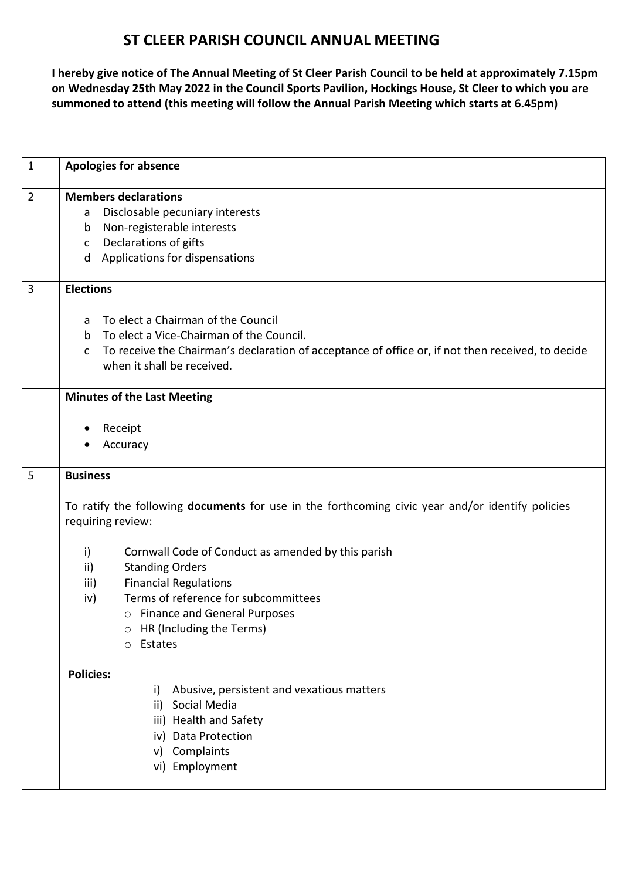# ST CLEER PARISH COUNCIL ANNUAL MEETING

**I hereby give notice of The Annual Meeting of St Cleer Parish Council to be held at approximately 7.15pm on Wednesday 25th May 2022 in the Council Sports Pavilion, Hockings House, St Cleer to which you are summoned to attend (this meeting will follow the Annual Parish Meeting which starts at 6.45pm)**

| | |
|---|---|
| 1 | **Apologies for absence** |
| 2 | **Members declarations**<br>a Disclosable pecuniary interests<br>b Non-registerable interests<br>c Declarations of gifts<br>d Applications for dispensations |
| 3 | **Elections**<br><br>a To elect a Chairman of the Council<br>b To elect a Vice-Chairman of the Council.<br>c To receive the Chairman's declaration of acceptance of office or, if not then received, to decide when it shall be received. |
| | **Minutes of the Last Meeting**<br><br>• Receipt<br>• Accuracy |
| 5 | **Business**<br><br>To ratify the following **documents** for use in the forthcoming civic year and/or identify policies requiring review:<br><br>i) Cornwall Code of Conduct as amended by this parish<br>ii) Standing Orders<br>iii) Financial Regulations<br>iv) Terms of reference for subcommittees<br>o Finance and General Purposes<br>o HR (Including the Terms)<br>o Estates<br><br>**Policies:**<br>i) Abusive, persistent and vexatious matters<br>ii) Social Media<br>iii) Health and Safety<br>iv) Data Protection<br>v) Complaints<br>vi) Employment |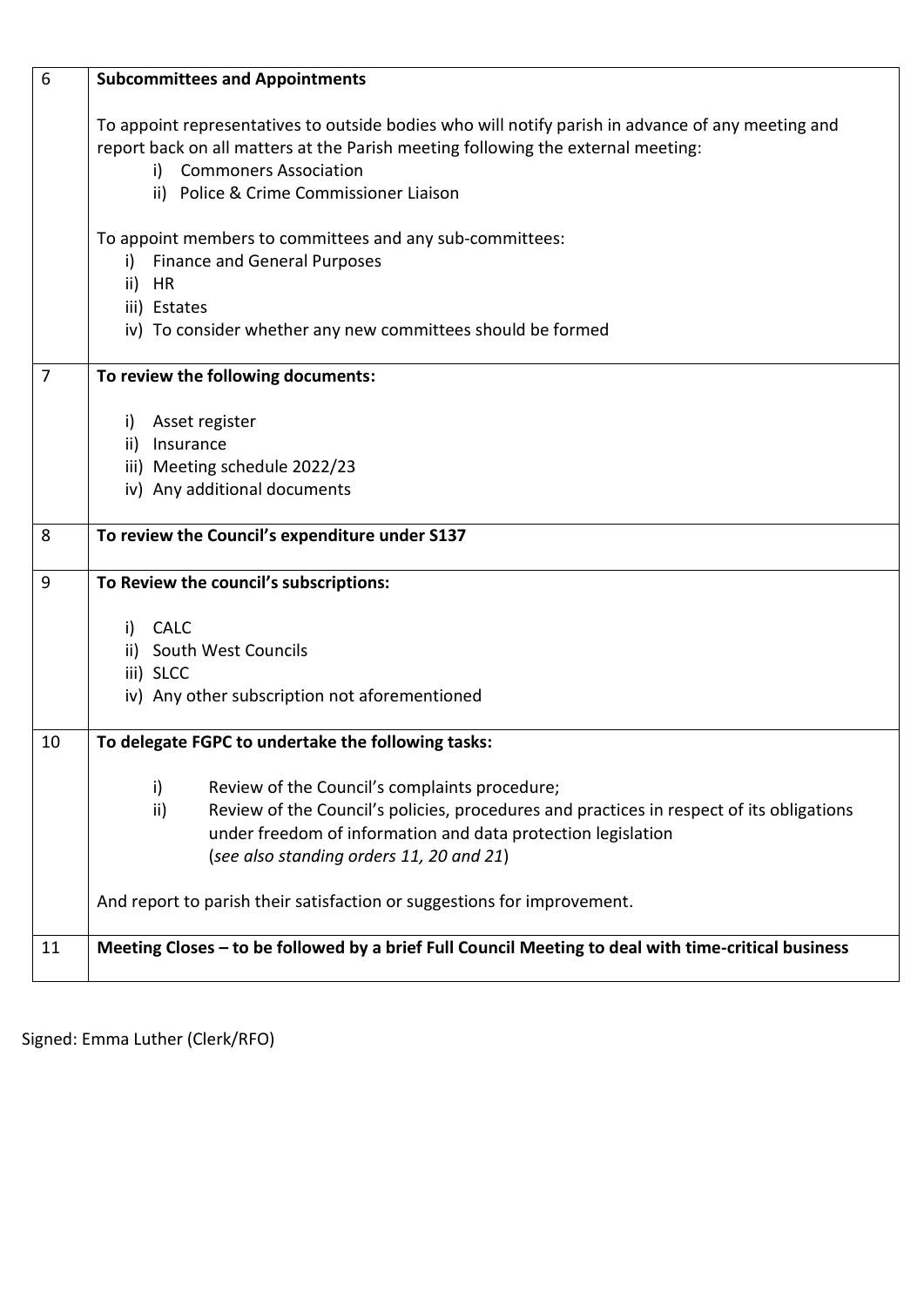| | |
|---|---|
| 6 | **Subcommittees and Appointments**<br><br>To appoint representatives to outside bodies who will notify parish in advance of any meeting and report back on all matters at the Parish meeting following the external meeting:<br>i) Commoners Association<br>ii) Police & Crime Commissioner Liaison<br><br>To appoint members to committees and any sub-committees:<br>i) Finance and General Purposes<br>ii) HR<br>iii) Estates<br>iv) To consider whether any new committees should be formed |
| 7 | **To review the following documents:**<br><br>i) Asset register<br>ii) Insurance<br>iii) Meeting schedule 2022/23<br>iv) Any additional documents |
| 8 | **To review the Council's expenditure under S137** |
| 9 | **To Review the council's subscriptions:**<br><br>i) CALC<br>ii) South West Councils<br>iii) SLCC<br>iv) Any other subscription not aforementioned |
| 10 | **To delegate FGPC to undertake the following tasks:**<br><br>i) Review of the Council's complaints procedure;<br>ii) Review of the Council's policies, procedures and practices in respect of its obligations under freedom of information and data protection legislation<br>(*see also standing orders 11, 20 and 21*)<br><br>And report to parish their satisfaction or suggestions for improvement. |
| 11 | **Meeting Closes – to be followed by a brief Full Council Meeting to deal with time-critical business** |

Signed: Emma Luther (Clerk/RFO)